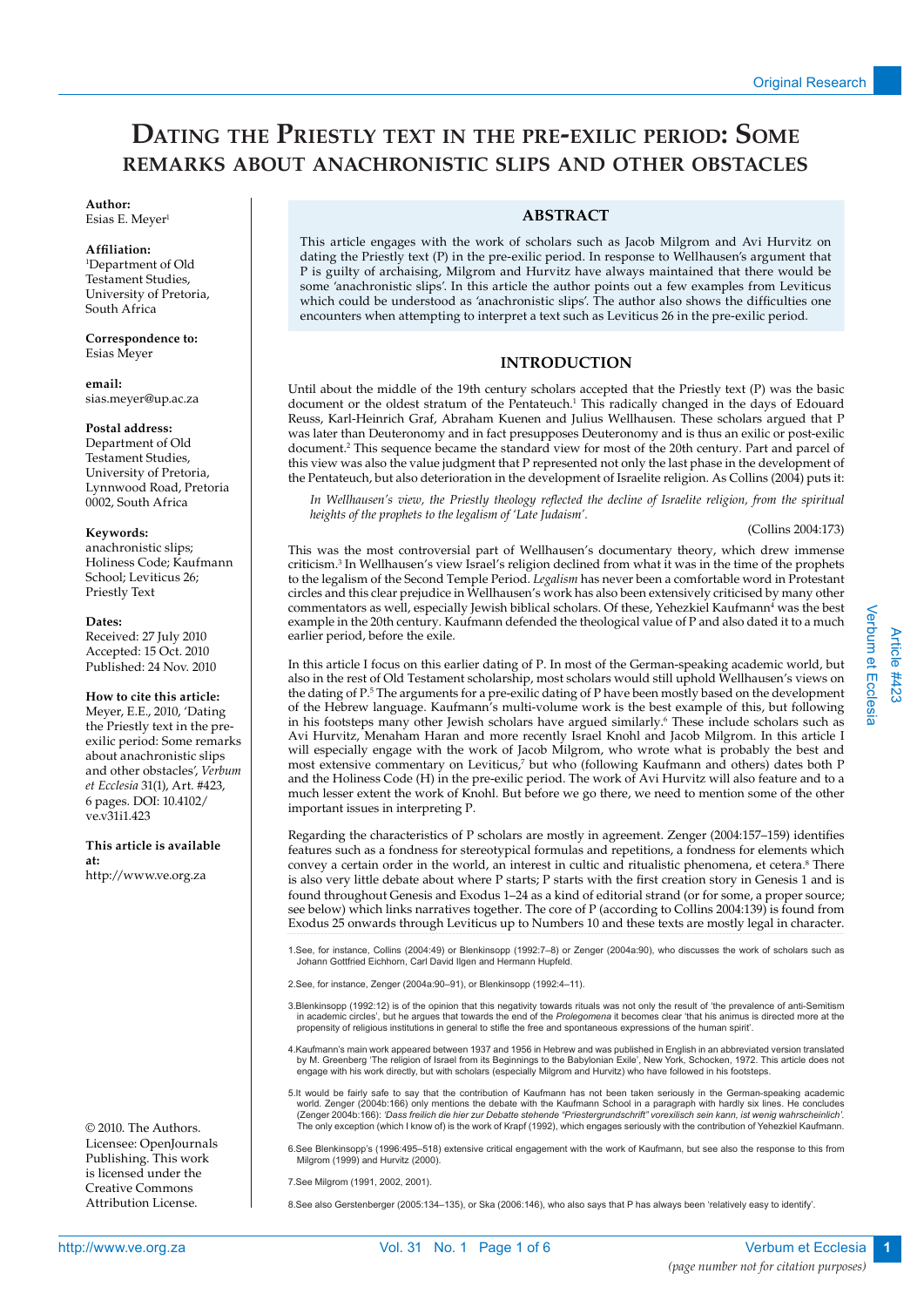Original Research

# Dating the Priestly text in the pre-exilic period: Some remarks about anachronistic slips and other obstacles

**Author:**
Esias E. Meyer[1]

**Affiliation:**
[1]Department of Old Testament Studies, University of Pretoria, South Africa

**Correspondence to:**
Esias Meyer

**email:**
sias.meyer@up.ac.za

**Postal address:**
Department of Old Testament Studies, University of Pretoria, Lynnwood Road, Pretoria 0002, South Africa

**Keywords:**
anachronistic slips; Holiness Code; Kaufmann School; Leviticus 26; Priestly Text

**Dates:**
Received: 27 July 2010
Accepted: 15 Oct. 2010
Published: 24 Nov. 2010

**How to cite this article:**
Meyer, E.E., 2010, 'Dating the Priestly text in the pre-exilic period: Some remarks about anachronistic slips and other obstacles', *Verbum et Ecclesia* 31(1), Art. #423, 6 pages. DOI: 10.4102/ve.v31i1.423

**This article is available at:**
http://www.ve.org.za

© 2010. The Authors. Licensee: OpenJournals Publishing. This work is licensed under the Creative Commons Attribution License.

## ABSTRACT

This article engages with the work of scholars such as Jacob Milgrom and Avi Hurvitz on dating the Priestly text (P) in the pre-exilic period. In response to Wellhausen's argument that P is guilty of archaising, Milgrom and Hurvitz have always maintained that there would be some 'anachronistic slips'. In this article the author points out a few examples from Leviticus which could be understood as 'anachronistic slips'. The author also shows the difficulties one encounters when attempting to interpret a text such as Leviticus 26 in the pre-exilic period.

## INTRODUCTION

Until about the middle of the 19th century scholars accepted that the Priestly text (P) was the basic document or the oldest stratum of the Pentateuch.[1] This radically changed in the days of Edouard Reuss, Karl-Heinrich Graf, Abraham Kuenen and Julius Wellhausen. These scholars argued that P was later than Deuteronomy and in fact presupposes Deuteronomy and is thus an exilic or post-exilic document.[2] This sequence became the standard view for most of the 20th century. Part and parcel of this view was also the value judgment that P represented not only the last phase in the development of the Pentateuch, but also deterioration in the development of Israelite religion. As Collins (2004) puts it:

> *In Wellhausen's view, the Priestly theology reflected the decline of Israelite religion, from the spiritual heights of the prophets to the legalism of 'Late Judaism'.*
>
> (Collins 2004:173)

This was the most controversial part of Wellhausen's documentary theory, which drew immense criticism.[3] In Wellhausen's view Israel's religion declined from what it was in the time of the prophets to the legalism of the Second Temple Period. *Legalism* has never been a comfortable word in Protestant circles and this clear prejudice in Wellhausen's work has also been extensively criticised by many other commentators as well, especially Jewish biblical scholars. Of these, Yehezkiel Kaufmann[4] was the best example in the 20th century. Kaufmann defended the theological value of P and also dated it to a much earlier period, before the exile.

In this article I focus on this earlier dating of P. In most of the German-speaking academic world, but also in the rest of Old Testament scholarship, most scholars would still uphold Wellhausen's views on the dating of P.[5] The arguments for a pre-exilic dating of P have been mostly based on the development of the Hebrew language. Kaufmann's multi-volume work is the best example of this, but following in his footsteps many other Jewish scholars have argued similarly.[6] These include scholars such as Avi Hurvitz, Menaham Haran and more recently Israel Knohl and Jacob Milgrom. In this article I will especially engage with the work of Jacob Milgrom, who wrote what is probably the best and most extensive commentary on Leviticus,[7] but who (following Kaufmann and others) dates both P and the Holiness Code (H) in the pre-exilic period. The work of Avi Hurvitz will also feature and to a much lesser extent the work of Knohl. But before we go there, we need to mention some of the other important issues in interpreting P.

Regarding the characteristics of P scholars are mostly in agreement. Zenger (2004:157–159) identifies features such as a fondness for stereotypical formulas and repetitions, a fondness for elements which convey a certain order in the world, an interest in cultic and ritualistic phenomena, et cetera.[8] There is also very little debate about where P starts; P starts with the first creation story in Genesis 1 and is found throughout Genesis and Exodus 1–24 as a kind of editorial strand (or for some, a proper source; see below) which links narratives together. The core of P (according to Collins 2004:139) is found from Exodus 25 onwards through Leviticus up to Numbers 10 and these texts are mostly legal in character.

1. See, for instance, Collins (2004:49) or Blenkinsopp (1992:7–8) or Zenger (2004a:90), who discusses the work of scholars such as Johann Gottfried Eichhorn, Carl David Ilgen and Hermann Hupfeld.

2. See, for instance, Zenger (2004a:90–91), or Blenkinsopp (1992:4–11).

3. Blenkinsopp (1992:12) is of the opinion that this negativity towards rituals was not only the result of 'the prevalence of anti-Semitism in academic circles', but he argues that towards the end of the *Prolegomena* it becomes clear 'that his animus is directed more at the propensity of religious institutions in general to stifle the free and spontaneous expressions of the human spirit'.

4. Kaufmann's main work appeared between 1937 and 1956 in Hebrew and was published in English in an abbreviated version translated by M. Greenberg 'The religion of Israel from its Beginnings to the Babylonian Exile', New York, Schocken, 1972. This article does not engage with his work directly, but with scholars (especially Milgrom and Hurvitz) who have followed in his footsteps.

5. It would be fairly safe to say that the contribution of Kaufmann has not been taken seriously in the German-speaking academic world. Zenger (2004b:166) only mentions the debate with the Kaufmann School in a paragraph with hardly six lines. He concludes (Zenger 2004b:166): *'Dass freilich die hier zur Debatte stehende "Priestergrundschrift" vorexilisch sein kann, ist wenig wahrscheinlich'*. The only exception (which I know of) is the work of Krapf (1992), which engages seriously with the contribution of Yehezkiel Kaufmann.

6. See Blenkinsopp's (1996:495–518) extensive critical engagement with the work of Kaufmann, but see also the response to this from Milgrom (1999) and Hurvitz (2000).

7. See Milgrom (1991, 2002, 2001).

8. See also Gerstenberger (2005:134–135), or Ska (2006:146), who also says that P has always been 'relatively easy to identify'.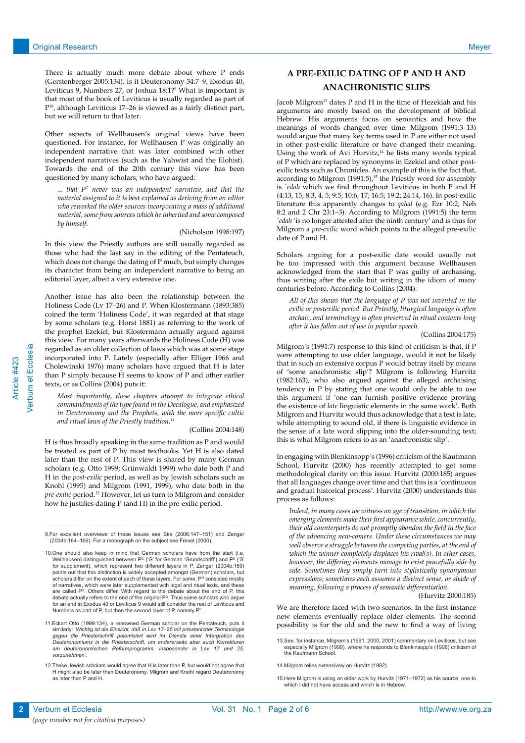There is actually much more debate about where P ends (Gerstenberger 2005:134). Is it Deuteronomy 34:7–9, Exodus 40, Leviticus 9, Numbers 27, or Joshua 18:1?[9] What is important is that most of the book of Leviticus is usually regarded as part of P[10], although Leviticus 17–26 is viewed as a fairly distinct part, but we will return to that later.

Other aspects of Wellhausen's original views have been questioned. For instance, for Wellhausen P was originally an independent narrative that was later combined with other independent narratives (such as the Yahwist and the Elohist). Towards the end of the 20th century this view has been questioned by many scholars, who have argued:

> *... that $P^G$ never was an independent narrative, and that the material assigned to it is best explained as deriving from an editor who reworked the older sources incorporating a mass of additional material, some from sources which he inherited and some composed by himself.*
>
> (Nicholson 1998:197)

In this view the Priestly authors are still usually regarded as those who had the last say in the editing of the Pentateuch, which does not change the dating of P much, but simply changes its character from being an independent narrative to being an editorial layer, albeit a very extensive one.

Another issue has also been the relationship between the Holiness Code (Lv 17–26) and P. When Klostermann (1893:385) coined the term 'Holiness Code', it was regarded at that stage by some scholars (e.g. Horst 1881) as referring to the work of the prophet Ezekiel, but Klostermann actually argued against this view. For many years afterwards the Holiness Code (H) was regarded as an older collection of laws which was at some stage incorporated into P. Lately (especially after Elliger 1966 and Cholewinski 1976) many scholars have argued that H is later than P simply because H seems to know of P and other earlier texts, or as Collins (2004) puts it:

> *Most importantly, these chapters attempt to integrate ethical commandments of the type found in the Decalogue, and emphasized in Deuteronomy and the Prophets, with the more specific cultic and ritual laws of the Priestly tradition.*[11]
>
> (Collins 2004:148)

H is thus broadly speaking in the same tradition as P and would be treated as part of P by most textbooks. Yet H is also dated later than the rest of P. This view is shared by many German scholars (e.g. Otto 1999; Grünwaldt 1999) who date both P and H in the *post-exilic* period, as well as by Jewish scholars such as Knohl (1995) and Milgrom (1991, 1999), who date both in the *pre-exilic* period.[12] However, let us turn to Milgrom and consider how he justifies dating P (and H) in the pre-exilic period.

## A PRE-EXILIC DATING OF P AND H AND ANACHRONISTIC SLIPS

Jacob Milgrom[13] dates P and H in the time of Hezekiah and his arguments are mostly based on the development of biblical Hebrew. His arguments focus on semantics and how the meanings of words changed over time. Milgrom (1991:3–13) would argue that many key terms used in P are either not used in other post-exilic literature or have changed their meaning. Using the work of Avi Hurvitz,[14] he lists many words typical of P which are replaced by synonyms in Ezekiel and other post-exilic texts such as Chronicles. An example of this is the fact that, according to Milgrom (1991:5),[15] the Priestly word for assembly is *`edah* which we find throughout Leviticus in both P and H (4:13, 15; 8:3, 4, 5; 9:5, 10:6, 17; 16:5; 19:2; 24:14, 16). In post-exilic literature this apparently changes to *qahal* (e.g. Ezr 10:2; Neh 8:2 and 2 Chr 23:1–3). According to Milgrom (1991:5) the term *`edah* 'is no longer attested after the ninth century' and is thus for Milgrom a *pre-exilic* word which points to the alleged pre-exilic date of P and H.

Scholars arguing for a post-exilic date would usually not be too impressed with this argument because Wellhausen acknowledged from the start that P was guilty of archaising, thus writing after the exile but writing in the idiom of many centuries before. According to Collins (2004):

> *All of this shows that the language of P was not invented in the exilic or postexilic period. But Priestly, liturgical language is often archaic, and terminology is often preserved in ritual contexts long after it has fallen out of use in popular speech.*
>
> (Collins 2004:175)

Milgrom's (1991:7) response to this kind of criticism is that, if P were attempting to use older language, would it not be likely that in such an extensive corpus P would betray itself by means of 'some anachronistic slip'? Milgrom is following Hurvitz (1982:163), who also argued against the alleged archaising tendency in P by stating that one would only be able to use this argument if 'one can furnish positive evidence proving the existence of *late* linguistic elements in the same work'. Both Milgrom and Hurvitz would thus acknowledge that a text is late, while attempting to sound old, if there is linguistic evidence in the sense of a late word slipping into the older-sounding text; this is what Milgrom refers to as an 'anachronistic slip'.

In engaging with Blenkinsopp's (1996) criticism of the Kaufmann School, Hurvitz (2000) has recently attempted to get some methodological clarity on this issue. Hurvitz (2000:185) argues that all languages change over time and that this is a 'continuous and gradual historical process'. Hurvitz (2000) understands this process as follows:

> *Indeed, in many cases we witness an age of transition, in which the emerging elements make their first appearance while, concurrently, their old counterparts do not promptly abandon the field in the face of the advancing new-comers. Under these circumstances we may well observe a struggle between the competing parties, at the end of which the winner completely displaces his rival(s). In other cases, however, the differing elements manage to exist peacefully side by side. Sometimes they simply turn into stylistically synonymous expressions; sometimes each assumes a distinct sense, or shade of meaning, following a process of semantic differentiation.*
>
> (Hurvitz 2000:185)

We are therefore faced with two scenarios. In the first instance new elements eventually replace older elements. The second possibility is for the old and the new to find a way of living

---

9. For excellent overviews of these issues see Ska (2006:147–151) and Zenger (2004b:164–166). For a monograph on the subject see Frevel (2000).

10. One should also keep in mind that German scholars have from the start (i.e. Wellhausen) distinguished between $P^G$ ('G' for German 'Grundschrift') and $P^S$ ('S' for supplement), which represent two different layers in P. Zenger (2004b:159) points out that this distinction is widely accepted amongst (German) scholars, but scholars differ on the extent of each of these layers. For some, $P^G$ consisted mostly of narratives, which were later supplemented with legal and ritual texts, and these are called $P^S$. Others differ. With regard to the debate about the end of P, this debate actually refers to the end of the original $P^G$. Thus some scholars who argue for an end in Exodus 40 or Leviticus 9 would still consider the rest of Leviticus and Numbers as part of P, but then the second layer of P, namely $P^S$.

11. Eckart Otto (1999:134), a renowned German scholar on the Pentateuch, puts it similarly: '*Wichtig ist die Einsicht, daß in Lev 17–26 mit priesterlicher Terminologie gegen die Priesterschrift polemisiert wird im Dienste einer Intergration des Deuteronomiums in die Priesterschrift, um andererseits aber auch Korrekturen am deuteronomischen Reformprogramm, insbesonder in Lev 17 und 25, vorzunehmen*'.

12. These Jewish scholars would agree that H is later than P, but would not agree that H might also be later than Deuteronomy. Milgrom and Knohl regard Deuteronomy as later than P and H.

13. See, for instance, Milgrom's (1991, 2000, 2001) commentary on Leviticus, but see especially Milgrom (1999), where he responds to Blenkinsopp's (1996) criticism of the Kaufmann School.

14. Milgrom relies extensively on Hurvitz (1982).

15. Here Milgrom is using an older work by Hurvitz (1971–1972) as his source, one to which I did not have access and which is in Hebrew.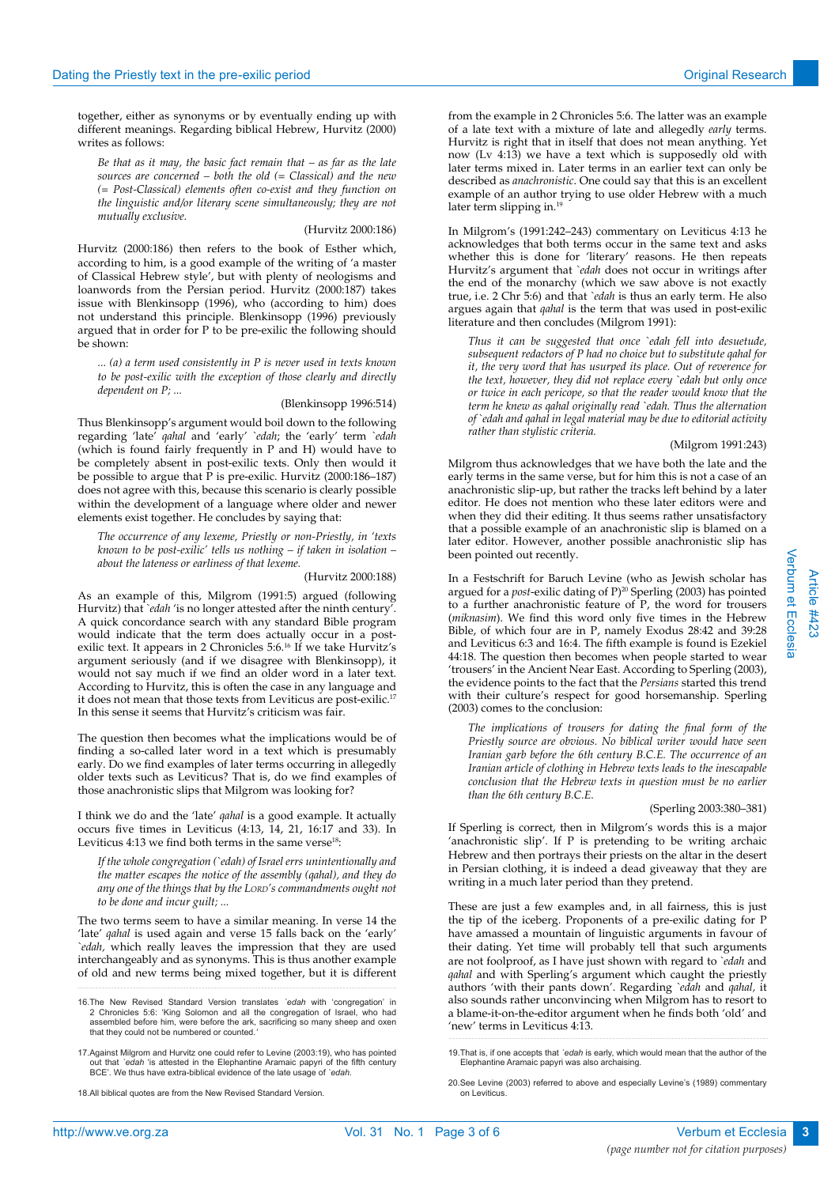together, either as synonyms or by eventually ending up with different meanings. Regarding biblical Hebrew, Hurvitz (2000) writes as follows:

> *Be that as it may, the basic fact remain that – as far as the late sources are concerned – both the old (= Classical) and the new (= Post-Classical) elements often co-exist and they function on the linguistic and/or literary scene simultaneously; they are not mutually exclusive.*
>
> (Hurvitz 2000:186)

Hurvitz (2000:186) then refers to the book of Esther which, according to him, is a good example of the writing of 'a master of Classical Hebrew style', but with plenty of neologisms and loanwords from the Persian period. Hurvitz (2000:187) takes issue with Blenkinsopp (1996), who (according to him) does not understand this principle. Blenkinsopp (1996) previously argued that in order for P to be pre-exilic the following should be shown:

> *... (a) a term used consistently in P is never used in texts known to be post-exilic with the exception of those clearly and directly dependent on P; ...*
>
> (Blenkinsopp 1996:514)

Thus Blenkinsopp's argument would boil down to the following regarding 'late' *qahal* and 'early' *`edah*; the 'early' term *`edah* (which is found fairly frequently in P and H) would have to be completely absent in post-exilic texts. Only then would it be possible to argue that P is pre-exilic. Hurvitz (2000:186–187) does not agree with this, because this scenario is clearly possible within the development of a language where older and newer elements exist together. He concludes by saying that:

> *The occurrence of any lexeme, Priestly or non-Priestly, in 'texts known to be post-exilic' tells us nothing – if taken in isolation – about the lateness or earliness of that lexeme.*
>
> (Hurvitz 2000:188)

As an example of this, Milgrom (1991:5) argued (following Hurvitz) that *`edah* 'is no longer attested after the ninth century'. A quick concordance search with any standard Bible program would indicate that the term does actually occur in a post-exilic text. It appears in 2 Chronicles 5:6.[16] If we take Hurvitz's argument seriously (and if we disagree with Blenkinsopp), it would not say much if we find an older word in a later text. According to Hurvitz, this is often the case in any language and it does not mean that those texts from Leviticus are post-exilic.[17] In this sense it seems that Hurvitz's criticism was fair.

The question then becomes what the implications would be of finding a so-called later word in a text which is presumably early. Do we find examples of later terms occurring in allegedly older texts such as Leviticus? That is, do we find examples of those anachronistic slips that Milgrom was looking for?

I think we do and the 'late' *qahal* is a good example. It actually occurs five times in Leviticus (4:13, 14, 21, 16:17 and 33). In Leviticus 4:13 we find both terms in the same verse[18]:

> *If the whole congregation (`edah) of Israel errs unintentionally and the matter escapes the notice of the assembly (qahal), and they do any one of the things that by the* Lord*'s commandments ought not to be done and incur guilt; ...*

The two terms seem to have a similar meaning. In verse 14 the 'late' *qahal* is used again and verse 15 falls back on the 'early' *`edah*, which really leaves the impression that they are used interchangeably and as synonyms. This is thus another example of old and new terms being mixed together, but it is different from the example in 2 Chronicles 5:6. The latter was an example of a late text with a mixture of late and allegedly *early* terms. Hurvitz is right that in itself that does not mean anything. Yet now (Lv 4:13) we have a text which is supposedly old with later terms mixed in. Later terms in an earlier text can only be described as *anachronistic*. One could say that this is an excellent example of an author trying to use older Hebrew with a much later term slipping in.[19]

In Milgrom's (1991:242–243) commentary on Leviticus 4:13 he acknowledges that both terms occur in the same text and asks whether this is done for 'literary' reasons. He then repeats Hurvitz's argument that *`edah* does not occur in writings after the end of the monarchy (which we saw above is not exactly true, i.e. 2 Chr 5:6) and that *`edah* is thus an early term. He also argues again that *qahal* is the term that was used in post-exilic literature and then concludes (Milgrom 1991):

> *Thus it can be suggested that once `edah fell into desuetude, subsequent redactors of P had no choice but to substitute qahal for it, the very word that has usurped its place. Out of reverence for the text, however, they did not replace every `edah but only once or twice in each pericope, so that the reader would know that the term he knew as qahal originally read `edah. Thus the alternation of `edah and qahal in legal material may be due to editorial activity rather than stylistic criteria.*
>
> (Milgrom 1991:243)

Milgrom thus acknowledges that we have both the late and the early terms in the same verse, but for him this is not a case of an anachronistic slip-up, but rather the tracks left behind by a later editor. He does not mention who these later editors were and when they did their editing. It thus seems rather unsatisfactory that a possible example of an anachronistic slip is blamed on a later editor. However, another possible anachronistic slip has been pointed out recently.

In a Festschrift for Baruch Levine (who as Jewish scholar has argued for a *post*-exilic dating of P)[20] Sperling (2003) has pointed to a further anachronistic feature of P, the word for trousers (*miknasim*). We find this word only five times in the Hebrew Bible, of which four are in P, namely Exodus 28:42 and 39:28 and Leviticus 6:3 and 16:4. The fifth example is found is Ezekiel 44:18. The question then becomes when people started to wear 'trousers' in the Ancient Near East. According to Sperling (2003), the evidence points to the fact that the *Persians* started this trend with their culture's respect for good horsemanship. Sperling (2003) comes to the conclusion:

> *The implications of trousers for dating the final form of the Priestly source are obvious. No biblical writer would have seen Iranian garb before the 6th century B.C.E. The occurrence of an Iranian article of clothing in Hebrew texts leads to the inescapable conclusion that the Hebrew texts in question must be no earlier than the 6th century B.C.E.*
>
> (Sperling 2003:380–381)

If Sperling is correct, then in Milgrom's words this is a major 'anachronistic slip'. If P is pretending to be writing archaic Hebrew and then portrays their priests on the altar in the desert in Persian clothing, it is indeed a dead giveaway that they are writing in a much later period than they pretend.

These are just a few examples and, in all fairness, this is just the tip of the iceberg. Proponents of a pre-exilic dating for P have amassed a mountain of linguistic arguments in favour of their dating. Yet time will probably tell that such arguments are not foolproof, as I have just shown with regard to *`edah* and *qahal* and with Sperling's argument which caught the priestly authors 'with their pants down'. Regarding *`edah* and *qahal*, it also sounds rather unconvincing when Milgrom has to resort to a blame-it-on-the-editor argument when he finds both 'old' and 'new' terms in Leviticus 4:13.

---

16. The New Revised Standard Version translates *`edah* with 'congregation' in 2 Chronicles 5:6: 'King Solomon and all the congregation of Israel, who had assembled before him, were before the ark, sacrificing so many sheep and oxen that they could not be numbered or counted.'

17. Against Milgrom and Hurvitz one could refer to Levine (2003:19), who has pointed out that *`edah* 'is attested in the Elephantine Aramaic papyri of the fifth century BCE'. We thus have extra-biblical evidence of the late usage of *`edah*.

18. All biblical quotes are from the New Revised Standard Version.

19. That is, if one accepts that *`edah* is early, which would mean that the author of the Elephantine Aramaic papyri was also archaising.

20. See Levine (2003) referred to above and especially Levine's (1989) commentary on Leviticus.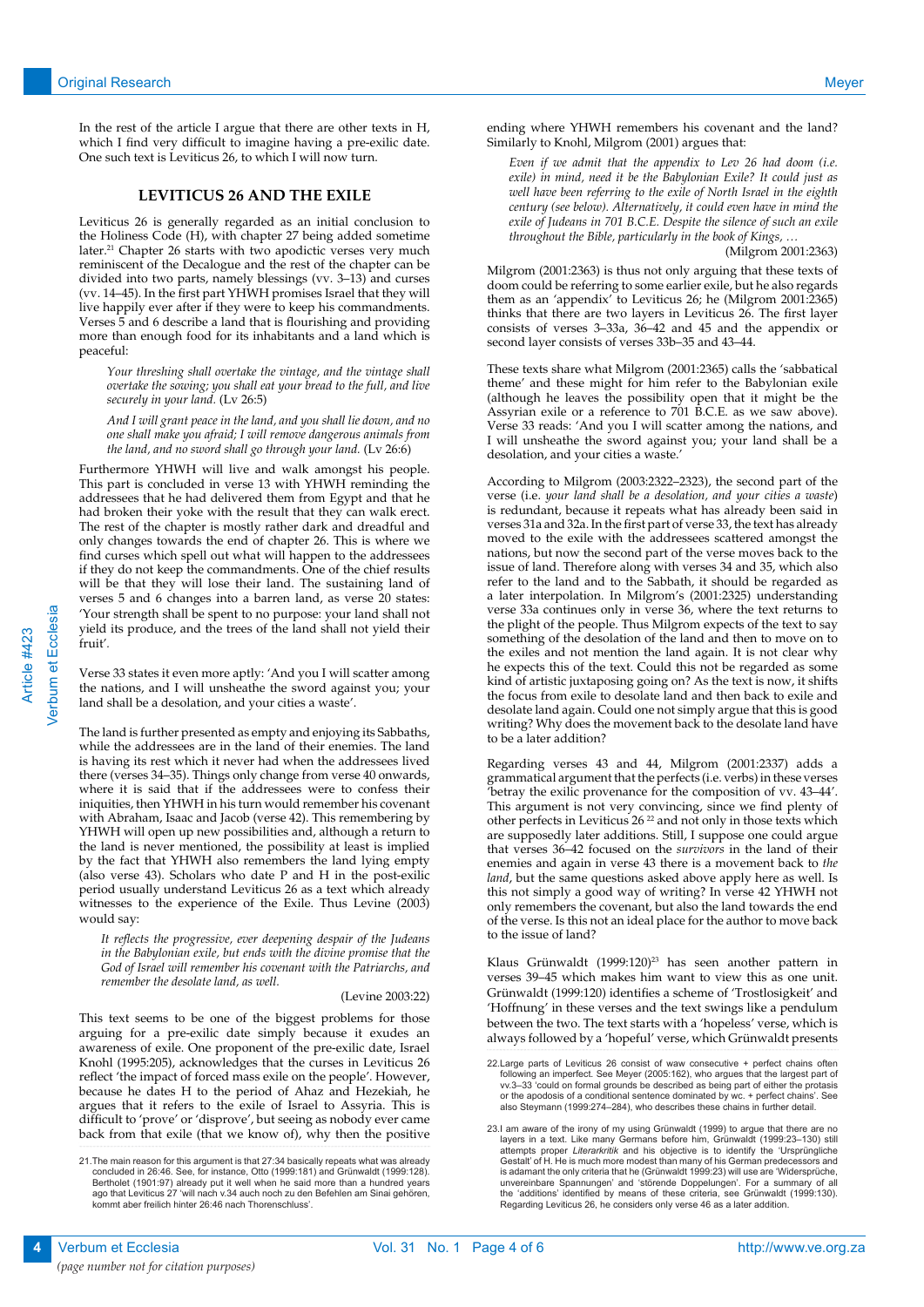In the rest of the article I argue that there are other texts in H, which I find very difficult to imagine having a pre-exilic date. One such text is Leviticus 26, to which I will now turn.

## LEVITICUS 26 AND THE EXILE

Leviticus 26 is generally regarded as an initial conclusion to the Holiness Code (H), with chapter 27 being added sometime later.[21] Chapter 26 starts with two apodictic verses very much reminiscent of the Decalogue and the rest of the chapter can be divided into two parts, namely blessings (vv. 3–13) and curses (vv. 14–45). In the first part YHWH promises Israel that they will live happily ever after if they were to keep his commandments. Verses 5 and 6 describe a land that is flourishing and providing more than enough food for its inhabitants and a land which is peaceful:

> *Your threshing shall overtake the vintage, and the vintage shall overtake the sowing; you shall eat your bread to the full, and live securely in your land.* (Lv 26:5)
>
> *And I will grant peace in the land, and you shall lie down, and no one shall make you afraid; I will remove dangerous animals from the land, and no sword shall go through your land.* (Lv 26:6)

Furthermore YHWH will live and walk amongst his people. This part is concluded in verse 13 with YHWH reminding the addressees that he had delivered them from Egypt and that he had broken their yoke with the result that they can walk erect. The rest of the chapter is mostly rather dark and dreadful and only changes towards the end of chapter 26. This is where we find curses which spell out what will happen to the addressees if they do not keep the commandments. One of the chief results will be that they will lose their land. The sustaining land of verses 5 and 6 changes into a barren land, as verse 20 states: 'Your strength shall be spent to no purpose: your land shall not yield its produce, and the trees of the land shall not yield their fruit'.

Verse 33 states it even more aptly: 'And you I will scatter among the nations, and I will unsheathe the sword against you; your land shall be a desolation, and your cities a waste'.

The land is further presented as empty and enjoying its Sabbaths, while the addressees are in the land of their enemies. The land is having its rest which it never had when the addressees lived there (verses 34–35). Things only change from verse 40 onwards, where it is said that if the addressees were to confess their iniquities, then YHWH in his turn would remember his covenant with Abraham, Isaac and Jacob (verse 42). This remembering by YHWH will open up new possibilities and, although a return to the land is never mentioned, the possibility at least is implied by the fact that YHWH also remembers the land lying empty (also verse 43). Scholars who date P and H in the post-exilic period usually understand Leviticus 26 as a text which already witnesses to the experience of the Exile. Thus Levine (2003) would say:

> *It reflects the progressive, ever deepening despair of the Judeans in the Babylonian exile, but ends with the divine promise that the God of Israel will remember his covenant with the Patriarchs, and remember the desolate land, as well.*
>
> (Levine 2003:22)

This text seems to be one of the biggest problems for those arguing for a pre-exilic date simply because it exudes an awareness of exile. One proponent of the pre-exilic date, Israel Knohl (1995:205), acknowledges that the curses in Leviticus 26 reflect 'the impact of forced mass exile on the people'. However, because he dates H to the period of Ahaz and Hezekiah, he argues that it refers to the exile of Israel to Assyria. This is difficult to 'prove' or 'disprove', but seeing as nobody ever came back from that exile (that we know of), why then the positive ending where YHWH remembers his covenant and the land? Similarly to Knohl, Milgrom (2001) argues that:

> *Even if we admit that the appendix to Lev 26 had doom (i.e. exile) in mind, need it be the Babylonian Exile? It could just as well have been referring to the exile of North Israel in the eighth century (see below). Alternatively, it could even have in mind the exile of Judeans in 701 B.C.E. Despite the silence of such an exile throughout the Bible, particularly in the book of Kings, …*
>
> (Milgrom 2001:2363)

Milgrom (2001:2363) is thus not only arguing that these texts of doom could be referring to some earlier exile, but he also regards them as an 'appendix' to Leviticus 26; he (Milgrom 2001:2365) thinks that there are two layers in Leviticus 26. The first layer consists of verses 3–33a, 36–42 and 45 and the appendix or second layer consists of verses 33b–35 and 43–44.

These texts share what Milgrom (2001:2365) calls the 'sabbatical theme' and these might for him refer to the Babylonian exile (although he leaves the possibility open that it might be the Assyrian exile or a reference to 701 B.C.E. as we saw above). Verse 33 reads: 'And you I will scatter among the nations, and I will unsheathe the sword against you; your land shall be a desolation, and your cities a waste.'

According to Milgrom (2003:2322–2323), the second part of the verse (i.e. *your land shall be a desolation, and your cities a waste*) is redundant, because it repeats what has already been said in verses 31a and 32a. In the first part of verse 33, the text has already moved to the exile with the addressees scattered amongst the nations, but now the second part of the verse moves back to the issue of land. Therefore along with verses 34 and 35, which also refer to the land and to the Sabbath, it should be regarded as a later interpolation. In Milgrom's (2001:2325) understanding verse 33a continues only in verse 36, where the text returns to the plight of the people. Thus Milgrom expects of the text to say something of the desolation of the land and then to move on to the exiles and not mention the land again. It is not clear why he expects this of the text. Could this not be regarded as some kind of artistic juxtaposing going on? As the text is now, it shifts the focus from exile to desolate land and then back to exile and desolate land again. Could one not simply argue that this is good writing? Why does the movement back to the desolate land have to be a later addition?

Regarding verses 43 and 44, Milgrom (2001:2337) adds a grammatical argument that the perfects (i.e. verbs) in these verses 'betray the exilic provenance for the composition of vv. 43–44'. This argument is not very convincing, since we find plenty of other perfects in Leviticus 26 [22] and not only in those texts which are supposedly later additions. Still, I suppose one could argue that verses 36–42 focused on the *survivors* in the land of their enemies and again in verse 43 there is a movement back to *the land*, but the same questions asked above apply here as well. Is this not simply a good way of writing? In verse 42 YHWH not only remembers the covenant, but also the land towards the end of the verse. Is this not an ideal place for the author to move back to the issue of land?

Klaus Grünwaldt (1999:120)[23] has seen another pattern in verses 39–45 which makes him want to view this as one unit. Grünwaldt (1999:120) identifies a scheme of 'Trostlosigkeit' and 'Hoffnung' in these verses and the text swings like a pendulum between the two. The text starts with a 'hopeless' verse, which is always followed by a 'hopeful' verse, which Grünwaldt presents

---

21. The main reason for this argument is that 27:34 basically repeats what was already concluded in 26:46. See, for instance, Otto (1999:181) and Grünwaldt (1999:128). Bertholet (1901:97) already put it well when he said more than a hundred years ago that Leviticus 27 'will nach v.34 auch noch zu den Befehlen am Sinai gehören, kommt aber freilich hinter 26:46 nach Thorenschluss'.

22. Large parts of Leviticus 26 consist of waw consecutive + perfect chains often following an imperfect. See Meyer (2005:162), who argues that the largest part of vv.3–33 'could on formal grounds be described as being part of either the protasis or the apodosis of a conditional sentence dominated by wc. + perfect chains'. See also Steymann (1999:274–284), who describes these chains in further detail.

23. I am aware of the irony of my using Grünwaldt (1999) to argue that there are no layers in a text. Like many Germans before him, Grünwaldt (1999:23–130) still attempts proper *Literarkritik* and his objective is to identify the 'Ursprüngliche Gestalt' of H. He is much more modest than many of his German predecessors and is adamant the only criteria that he (Grünwaldt 1999:23) will use are 'Widersprüche, unvereinbare Spannungen' and 'störende Doppelungen'. For a summary of all the 'additions' identified by means of these criteria, see Grünwaldt (1999:130). Regarding Leviticus 26, he considers only verse 46 as a later addition.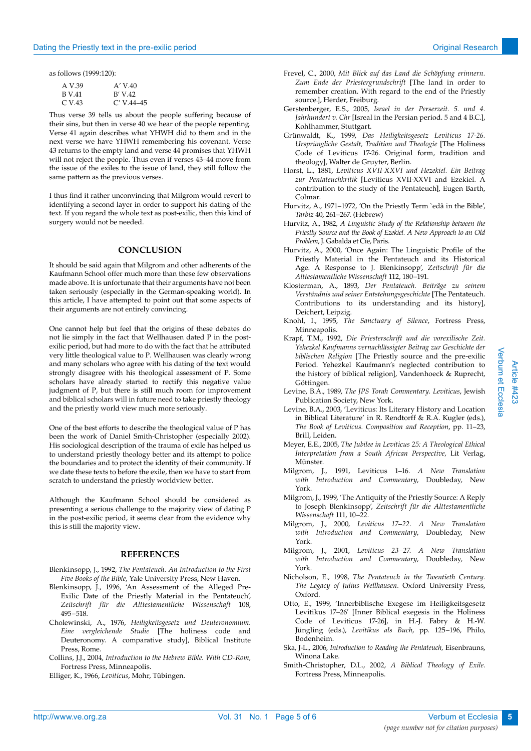as follows (1999:120):

| | |
|---|---|
| A V.39 | A' V.40 |
| B V.41 | B' V.42 |
| C V.43 | C' V.44–45 |

Thus verse 39 tells us about the people suffering because of their sins, but then in verse 40 we hear of the people repenting. Verse 41 again describes what YHWH did to them and in the next verse we have YHWH remembering his covenant. Verse 43 returns to the empty land and verse 44 promises that YHWH will not reject the people. Thus even if verses 43–44 move from the issue of the exiles to the issue of land, they still follow the same pattern as the previous verses.

I thus find it rather unconvincing that Milgrom would revert to identifying a second layer in order to support his dating of the text. If you regard the whole text as post-exilic, then this kind of surgery would not be needed.

## CONCLUSION

It should be said again that Milgrom and other adherents of the Kaufmann School offer much more than these few observations made above. It is unfortunate that their arguments have not been taken seriously (especially in the German-speaking world). In this article, I have attempted to point out that some aspects of their arguments are not entirely convincing.

One cannot help but feel that the origins of these debates do not lie simply in the fact that Wellhausen dated P in the post-exilic period, but had more to do with the fact that he attributed very little theological value to P. Wellhausen was clearly wrong and many scholars who agree with his dating of the text would strongly disagree with his theological assessment of P. Some scholars have already started to rectify this negative value judgment of P, but there is still much room for improvement and biblical scholars will in future need to take priestly theology and the priestly world view much more seriously.

One of the best efforts to describe the theological value of P has been the work of Daniel Smith-Christopher (especially 2002). His sociological description of the trauma of exile has helped us to understand priestly theology better and its attempt to police the boundaries and to protect the identity of their community. If we date these texts to before the exile, then we have to start from scratch to understand the priestly worldview better.

Although the Kaufmann School should be considered as presenting a serious challenge to the majority view of dating P in the post-exilic period, it seems clear from the evidence why this is still the majority view.

## REFERENCES

Blenkinsopp, J., 1992, *The Pentateuch. An Introduction to the First Five Books of the Bible*, Yale University Press, New Haven.

Blenkinsopp, J., 1996, 'An Assessment of the Alleged Pre-Exilic Date of the Priestly Material in the Pentateuch', *Zeitschrift für die Alttestamentliche Wissenschaft* 108, 495–518.

Cholewinski, A., 1976, *Heiligkeitsgesetz und Deuteronomium. Eine vergleichende Studie* [The holiness code and Deuteronomy. A comparative study], Biblical Institute Press, Rome.

Collins, J.J., 2004, *Introduction to the Hebrew Bible. With CD-Rom,* Fortress Press, Minneapolis.

Elliger, K., 1966, *Leviticus*, Mohr, Tübingen.

Frevel, C., 2000, *Mit Blick auf das Land die Schöpfung erinnern. Zum Ende der Priestergrundschrift* [The land in order to remember creation. With regard to the end of the Priestly source.], Herder, Freiburg.

Gerstenberger, E.S., 2005, *Israel in der Perserzeit. 5. und 4. Jahrhundert v. Chr* [Isreal in the Persian period. 5 and 4 B.C.], Kohlhammer, Stuttgart.

Grünwaldt, K., 1999, *Das Heiligkeitsgesetz Leviticus 17-26. Ursprüngliche Gestalt, Tradition und Theologie* [The Holiness Code of Leviticus 17-26. Original form, tradition and theology], Walter de Gruyter, Berlin.

Horst, L., 1881, *Leviticus XVII-XXVI und Hezekiel. Ein Beitrag zur Pentateuchkritik* [Leviticus XVII-XXVI and Ezekiel. A contribution to the study of the Pentateuch], Eugen Barth, Colmar.

Hurvitz, A., 1971–1972, 'On the Priestly Term `edâ in the Bible', *Tarbiz* 40, 261–267. (Hebrew)

Hurvitz, A., 1982, *A Linguistic Study of the Relationship between the Priestly Source and the Book of Ezekiel. A New Approach to an Old Problem*, J. Gabalda et Cie, Paris.

Hurvitz, A., 2000, 'Once Again: The Linguistic Profile of the Priestly Material in the Pentateuch and its Historical Age. A Response to J. Blenkinsopp', *Zeitschrift für die Alttestamentliche Wissenschaft* 112, 180–191.

Klosterman, A., 1893, *Der Pentateuch. Beiträge zu seinem Verständnis und seiner Entstehungsgeschichte* [The Pentateuch. Contributions to its understanding and its history], Deichert, Leipzig.

Knohl, I., 1995, *The Sanctuary of Silence*, Fortress Press, Minneapolis.

Krapf, T.M., 1992, *Die Priesterschrift und die vorexilische Zeit. Yehezkel Kaufmanns vernachlässigter Beitrag zur Geschichte der biblischen Religion* [The Priestly source and the pre-exilic Period. Yehezkel Kaufmann's neglected contribution to the history of biblical religion], Vandenhoeck & Ruprecht, Göttingen.

Levine, B.A., 1989, *The JPS Torah Commentary. Leviticus*, Jewish Publication Society, New York.

Levine, B.A., 2003, 'Leviticus: Its Literary History and Location in Biblical Literature' in R. Rendtorff & R.A. Kugler (eds.), *The Book of Leviticus. Composition and Reception*, pp. 11–23, Brill, Leiden.

Meyer, E.E., 2005, *The Jubilee in Leviticus 25: A Theological Ethical Interpretation from a South African Perspective,* Lit Verlag, Münster.

Milgrom, J., 1991, Leviticus 1–16. *A New Translation with Introduction and Commentary*, Doubleday, New York.

Milgrom, J., 1999, 'The Antiquity of the Priestly Source: A Reply to Joseph Blenkinsopp', *Zeitschrift für die Alttestamentliche Wissenschaft* 111, 10–22.

Milgrom, J., 2000, *Leviticus 17–22. A New Translation with Introduction and Commentary*, Doubleday, New York.

Milgrom, J., 2001, *Leviticus 23–27. A New Translation with Introduction and Commentary*, Doubleday, New York.

Nicholson, E., 1998, *The Pentateuch in the Twentieth Century. The Legacy of Julius Wellhausen.* Oxford University Press, Oxford.

Otto, E., 1999, 'Innerbiblische Exegese im Heiligkeitsgesetz Levitikus 17–26' [Inner Biblical exegesis in the Holiness Code of Leviticus 17-26], in H.-J. Fabry & H.-W. Jüngling (eds.), *Levitikus als Buch*, pp. 125–196, Philo, Bodenheim.

Ska, J-L., 2006, *Introduction to Reading the Pentateuch,* Eisenbrauns, Winona Lake.

Smith-Christopher, D.L., 2002, *A Biblical Theology of Exile.* Fortress Press, Minneapolis.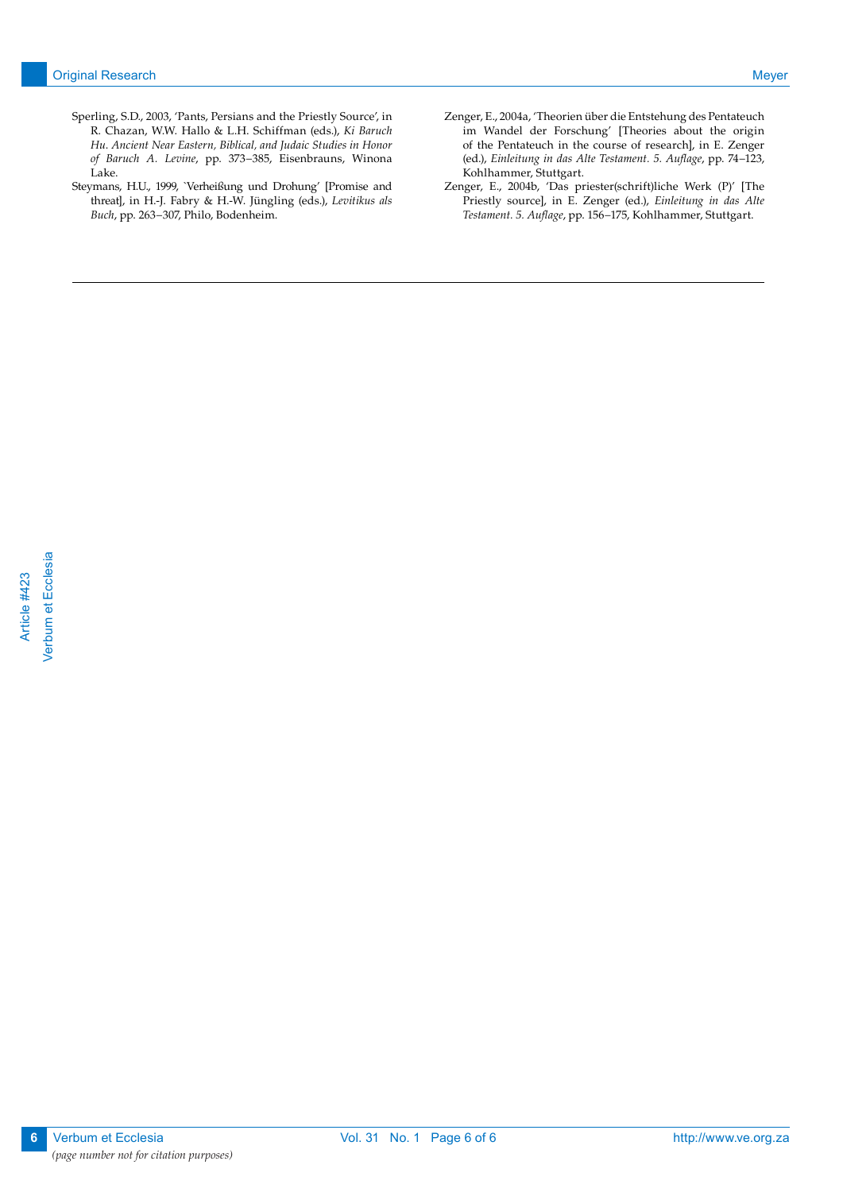Sperling, S.D., 2003, 'Pants, Persians and the Priestly Source', in R. Chazan, W.W. Hallo & L.H. Schiffman (eds.), *Ki Baruch Hu. Ancient Near Eastern, Biblical, and Judaic Studies in Honor of Baruch A. Levine*, pp. 373–385, Eisenbrauns, Winona Lake.

Steymans, H.U., 1999, `Verheißung und Drohung' [Promise and threat], in H.-J. Fabry & H.-W. Jüngling (eds.), *Levitikus als Buch*, pp. 263–307, Philo, Bodenheim.

Zenger, E., 2004a, 'Theorien über die Entstehung des Pentateuch im Wandel der Forschung' [Theories about the origin of the Pentateuch in the course of research], in E. Zenger (ed.), *Einleitung in das Alte Testament. 5. Auflage*, pp. 74–123, Kohlhammer, Stuttgart.

Zenger, E., 2004b, 'Das priester(schrift)liche Werk (P)' [The Priestly source], in E. Zenger (ed.), *Einleitung in das Alte Testament. 5. Auflage*, pp. 156–175, Kohlhammer, Stuttgart.